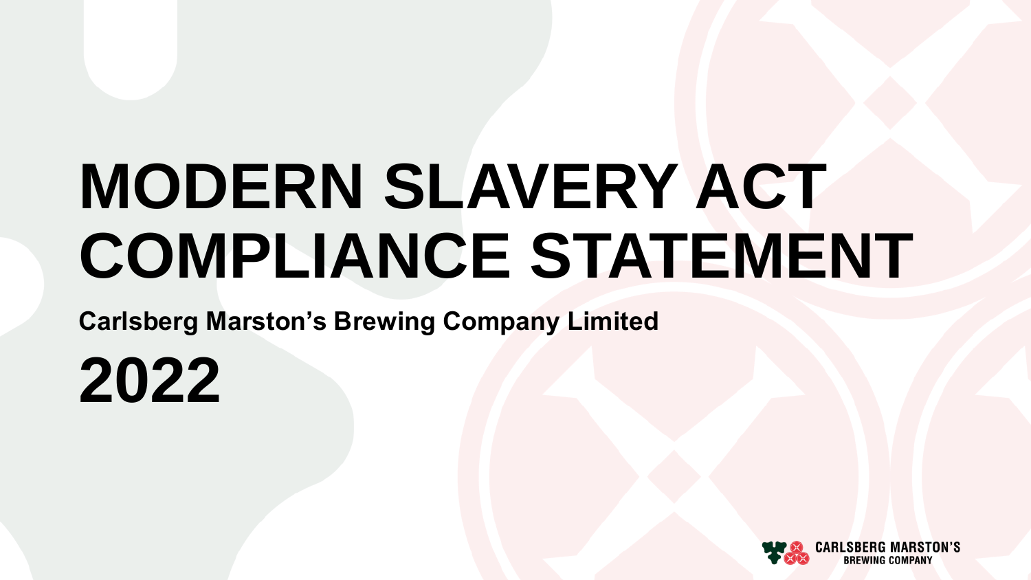# MODERN SLAVERY ACT COMPLIANCE STATEMENT

**Carlsberg Marston's Brewing Company Limited**

# 2022

CARLSBERG MARSTON'S BREWING COMPANY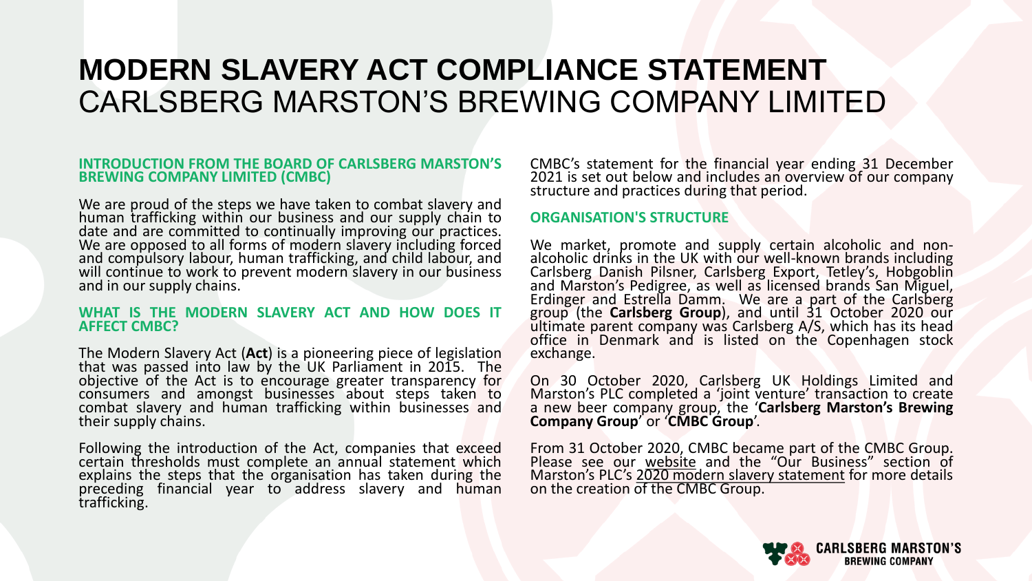# **MODERN SLAVERY ACT COMPLIANCE STATEMENT**
# CARLSBERG MARSTON'S BREWING COMPANY LIMITED

## INTRODUCTION FROM THE BOARD OF CARLSBERG MARSTON'S BREWING COMPANY LIMITED (CMBC)

We are proud of the steps we have taken to combat slavery and human trafficking within our business and our supply chain to date and are committed to continually improving our practices. We are opposed to all forms of modern slavery including forced and compulsory labour, human trafficking, and child labour, and will continue to work to prevent modern slavery in our business and in our supply chains.

## WHAT IS THE MODERN SLAVERY ACT AND HOW DOES IT AFFECT CMBC?

The Modern Slavery Act (**Act**) is a pioneering piece of legislation that was passed into law by the UK Parliament in 2015. The objective of the Act is to encourage greater transparency for consumers and amongst businesses about steps taken to combat slavery and human trafficking within businesses and their supply chains.

Following the introduction of the Act, companies that exceed certain thresholds must complete an annual statement which explains the steps that the organisation has taken during the preceding financial year to address slavery and human trafficking.

CMBC's statement for the financial year ending 31 December 2021 is set out below and includes an overview of our company structure and practices during that period.

## ORGANISATION'S STRUCTURE

We market, promote and supply certain alcoholic and non-alcoholic drinks in the UK with our well-known brands including Carlsberg Danish Pilsner, Carlsberg Export, Tetley's, Hobgoblin and Marston's Pedigree, as well as licensed brands San Miguel, Erdinger and Estrella Damm. We are a part of the Carlsberg group (the **Carlsberg Group**), and until 31 October 2020 our ultimate parent company was Carlsberg A/S, which has its head office in Denmark and is listed on the Copenhagen stock exchange.

On 30 October 2020, Carlsberg UK Holdings Limited and Marston's PLC completed a 'joint venture' transaction to create a new beer company group, the '**Carlsberg Marston's Brewing Company Group**' or '**CMBC Group**'.

From 31 October 2020, CMBC became part of the CMBC Group. Please see our website and the "Our Business" section of Marston's PLC's 2020 modern slavery statement for more details on the creation of the CMBC Group.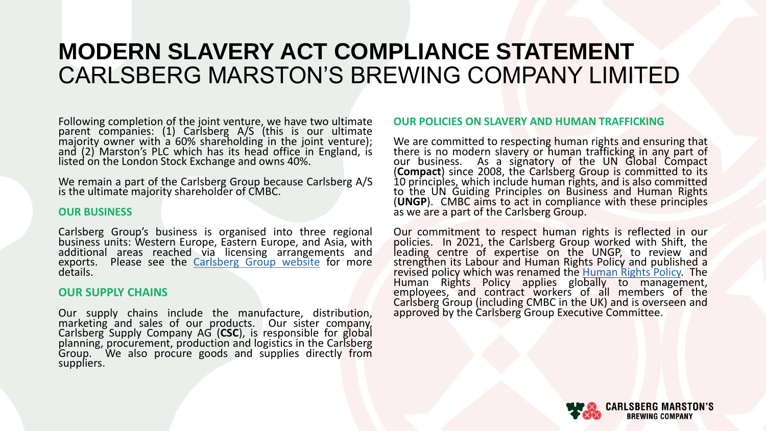# MODERN SLAVERY ACT COMPLIANCE STATEMENT
## CARLSBERG MARSTON'S BREWING COMPANY LIMITED

Following completion of the joint venture, we have two ultimate parent companies: (1) Carlsberg A/S (this is our ultimate majority owner with a 60% shareholding in the joint venture); and (2) Marston's PLC which has its head office in England, is listed on the London Stock Exchange and owns 40%.

We remain a part of the Carlsberg Group because Carlsberg A/S is the ultimate majority shareholder of CMBC.

### OUR BUSINESS

Carlsberg Group's business is organised into three regional business units: Western Europe, Eastern Europe, and Asia, with additional areas reached via licensing arrangements and exports. Please see the Carlsberg Group website for more details.

### OUR SUPPLY CHAINS

Our supply chains include the manufacture, distribution, marketing and sales of our products. Our sister company, Carlsberg Supply Company AG (**CSC**), is responsible for global planning, procurement, production and logistics in the Carlsberg Group. We also procure goods and supplies directly from suppliers.

### OUR POLICIES ON SLAVERY AND HUMAN TRAFFICKING

We are committed to respecting human rights and ensuring that there is no modern slavery or human trafficking in any part of our business. As a signatory of the UN Global Compact (**Compact**) since 2008, the Carlsberg Group is committed to its 10 principles, which include human rights, and is also committed to the UN Guiding Principles on Business and Human Rights (**UNGP**). CMBC aims to act in compliance with these principles as we are a part of the Carlsberg Group.

Our commitment to respect human rights is reflected in our policies. In 2021, the Carlsberg Group worked with Shift, the leading centre of expertise on the UNGP, to review and strengthen its Labour and Human Rights Policy and published a revised policy which was renamed the Human Rights Policy. The Human Rights Policy applies globally to management, employees, and contract workers of all members of the Carlsberg Group (including CMBC in the UK) and is overseen and approved by the Carlsberg Group Executive Committee.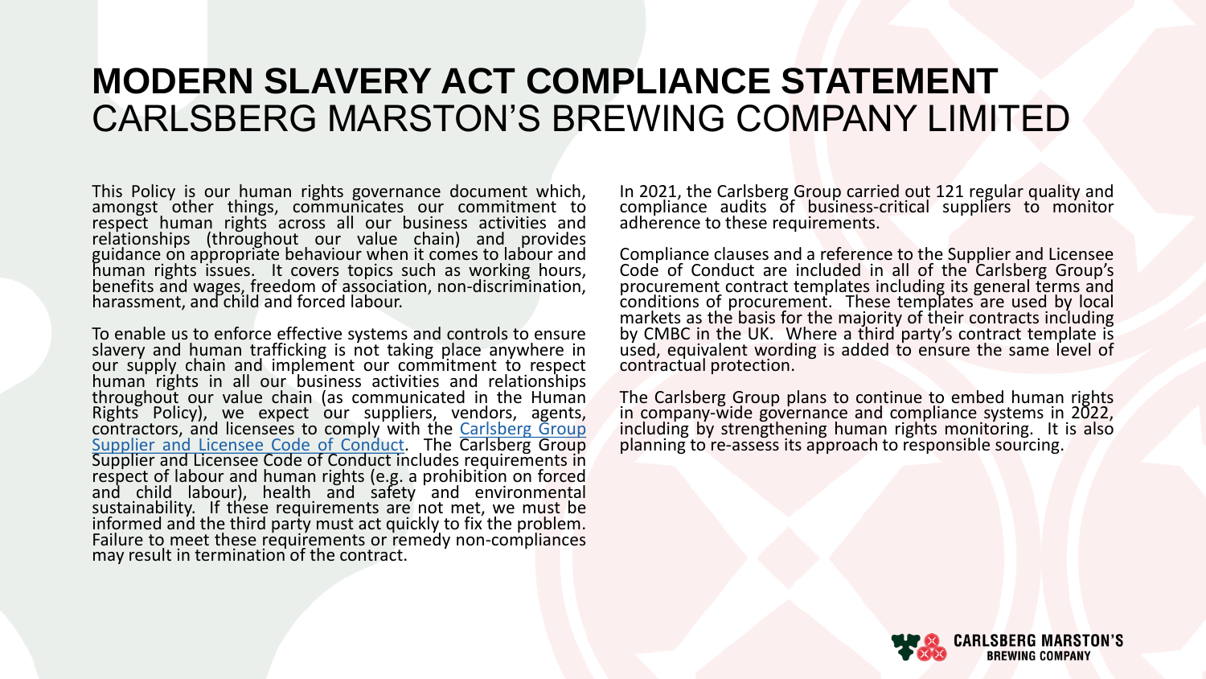# MODERN SLAVERY ACT COMPLIANCE STATEMENT
## CARLSBERG MARSTON'S BREWING COMPANY LIMITED

This Policy is our human rights governance document which, amongst other things, communicates our commitment to respect human rights across all our business activities and relationships (throughout our value chain) and provides guidance on appropriate behaviour when it comes to labour and human rights issues. It covers topics such as working hours, benefits and wages, freedom of association, non-discrimination, harassment, and child and forced labour.

To enable us to enforce effective systems and controls to ensure slavery and human trafficking is not taking place anywhere in our supply chain and implement our commitment to respect human rights in all our business activities and relationships throughout our value chain (as communicated in the Human Rights Policy), we expect our suppliers, vendors, agents, contractors, and licensees to comply with the Carlsberg Group Supplier and Licensee Code of Conduct. The Carlsberg Group Supplier and Licensee Code of Conduct includes requirements in respect of labour and human rights (e.g. a prohibition on forced and child labour), health and safety and environmental sustainability. If these requirements are not met, we must be informed and the third party must act quickly to fix the problem. Failure to meet these requirements or remedy non-compliances may result in termination of the contract.

In 2021, the Carlsberg Group carried out 121 regular quality and compliance audits of business-critical suppliers to monitor adherence to these requirements.

Compliance clauses and a reference to the Supplier and Licensee Code of Conduct are included in all of the Carlsberg Group's procurement contract templates including its general terms and conditions of procurement. These templates are used by local markets as the basis for the majority of their contracts including by CMBC in the UK. Where a third party's contract template is used, equivalent wording is added to ensure the same level of contractual protection.

The Carlsberg Group plans to continue to embed human rights in company-wide governance and compliance systems in 2022, including by strengthening human rights monitoring. It is also planning to re-assess its approach to responsible sourcing.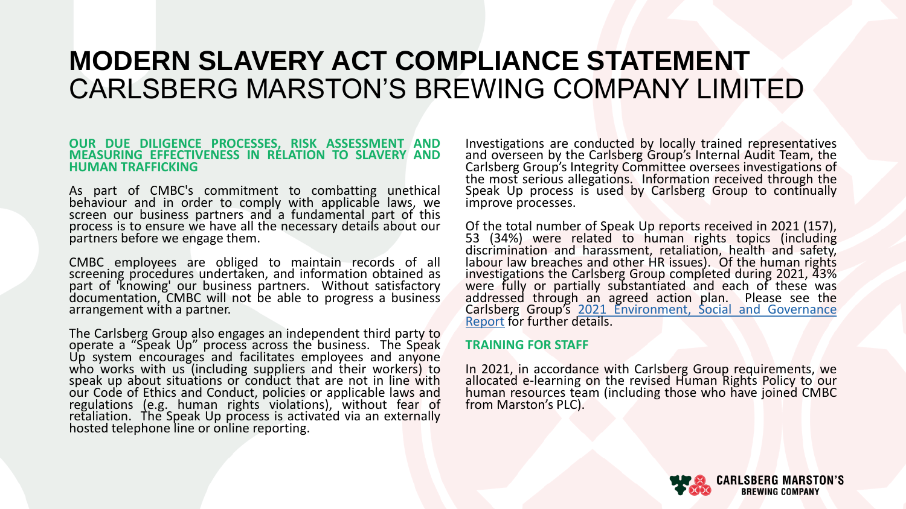# MODERN SLAVERY ACT COMPLIANCE STATEMENT
## CARLSBERG MARSTON'S BREWING COMPANY LIMITED

**OUR DUE DILIGENCE PROCESSES, RISK ASSESSMENT AND MEASURING EFFECTIVENESS IN RELATION TO SLAVERY AND HUMAN TRAFFICKING**

As part of CMBC's commitment to combatting unethical behaviour and in order to comply with applicable laws, we screen our business partners and a fundamental part of this process is to ensure we have all the necessary details about our partners before we engage them.

CMBC employees are obliged to maintain records of all screening procedures undertaken, and information obtained as part of 'knowing' our business partners. Without satisfactory documentation, CMBC will not be able to progress a business arrangement with a partner.

The Carlsberg Group also engages an independent third party to operate a "Speak Up" process across the business. The Speak Up system encourages and facilitates employees and anyone who works with us (including suppliers and their workers) to speak up about situations or conduct that are not in line with our Code of Ethics and Conduct, policies or applicable laws and regulations (e.g. human rights violations), without fear of retaliation. The Speak Up process is activated via an externally hosted telephone line or online reporting.

Investigations are conducted by locally trained representatives and overseen by the Carlsberg Group's Internal Audit Team, the Carlsberg Group's Integrity Committee oversees investigations of the most serious allegations. Information received through the Speak Up process is used by Carlsberg Group to continually improve processes.

Of the total number of Speak Up reports received in 2021 (157), 53 (34%) were related to human rights topics (including discrimination and harassment, retaliation, health and safety, labour law breaches and other HR issues). Of the human rights investigations the Carlsberg Group completed during 2021, 43% were fully or partially substantiated and each of these was addressed through an agreed action plan. Please see the Carlsberg Group's 2021 Environment, Social and Governance Report for further details.

**TRAINING FOR STAFF**

In 2021, in accordance with Carlsberg Group requirements, we allocated e-learning on the revised Human Rights Policy to our human resources team (including those who have joined CMBC from Marston's PLC).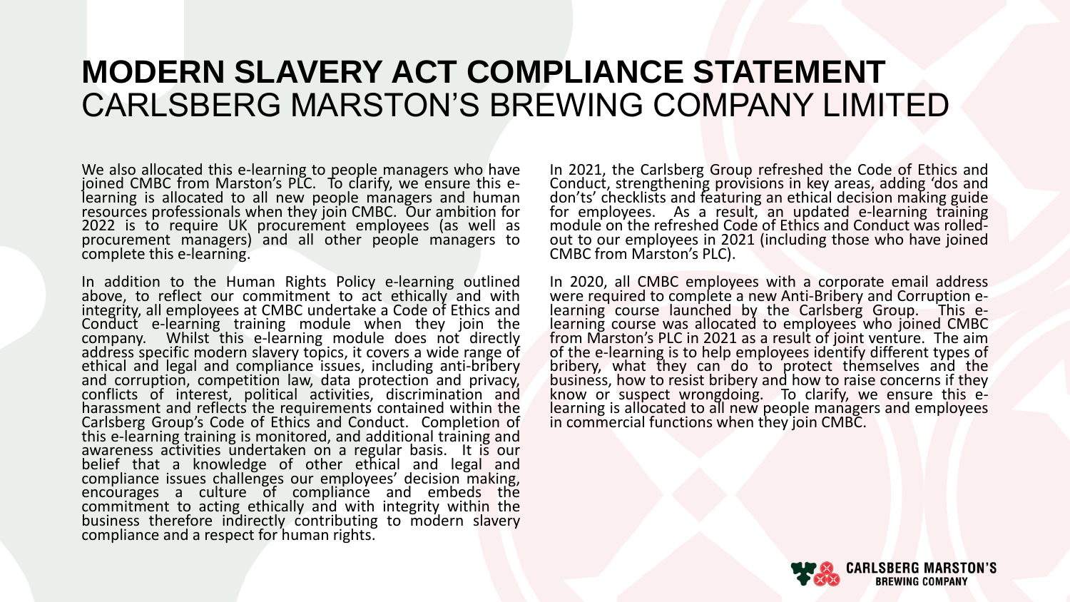# MODERN SLAVERY ACT COMPLIANCE STATEMENT

## CARLSBERG MARSTON'S BREWING COMPANY LIMITED

We also allocated this e-learning to people managers who have joined CMBC from Marston's PLC. To clarify, we ensure this e-learning is allocated to all new people managers and human resources professionals when they join CMBC. Our ambition for 2022 is to require UK procurement employees (as well as procurement managers) and all other people managers to complete this e-learning.

In addition to the Human Rights Policy e-learning outlined above, to reflect our commitment to act ethically and with integrity, all employees at CMBC undertake a Code of Ethics and Conduct e-learning training module when they join the company. Whilst this e-learning module does not directly address specific modern slavery topics, it covers a wide range of ethical and legal and compliance issues, including anti-bribery and corruption, competition law, data protection and privacy, conflicts of interest, political activities, discrimination and harassment and reflects the requirements contained within the Carlsberg Group's Code of Ethics and Conduct. Completion of this e-learning training is monitored, and additional training and awareness activities undertaken on a regular basis. It is our belief that a knowledge of other ethical and legal and compliance issues challenges our employees' decision making, encourages a culture of compliance and embeds the commitment to acting ethically and with integrity within the business therefore indirectly contributing to modern slavery compliance and a respect for human rights.

In 2021, the Carlsberg Group refreshed the Code of Ethics and Conduct, strengthening provisions in key areas, adding 'dos and don'ts' checklists and featuring an ethical decision making guide for employees. As a result, an updated e-learning training module on the refreshed Code of Ethics and Conduct was rolled-out to our employees in 2021 (including those who have joined CMBC from Marston's PLC).

In 2020, all CMBC employees with a corporate email address were required to complete a new Anti-Bribery and Corruption e-learning course launched by the Carlsberg Group. This e-learning course was allocated to employees who joined CMBC from Marston's PLC in 2021 as a result of joint venture. The aim of the e-learning is to help employees identify different types of bribery, what they can do to protect themselves and the business, how to resist bribery and how to raise concerns if they know or suspect wrongdoing. To clarify, we ensure this e-learning is allocated to all new people managers and employees in commercial functions when they join CMBC.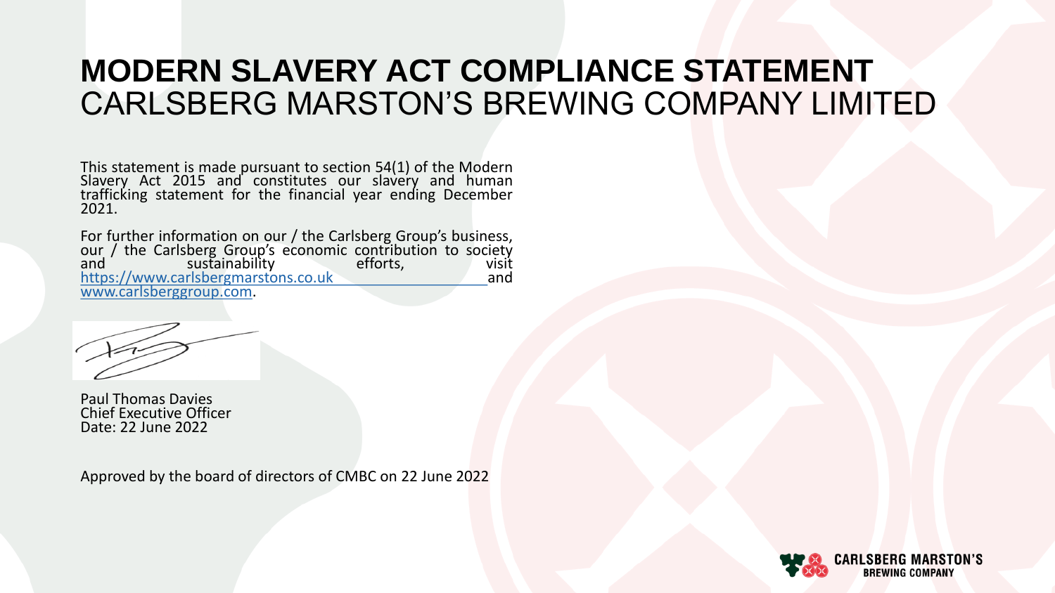# MODERN SLAVERY ACT COMPLIANCE STATEMENT
## CARLSBERG MARSTON'S BREWING COMPANY LIMITED

This statement is made pursuant to section 54(1) of the Modern Slavery Act 2015 and constitutes our slavery and human trafficking statement for the financial year ending December 2021.

For further information on our / the Carlsberg Group's business, our / the Carlsberg Group's economic contribution to society and sustainability efforts, visit https://www.carlsbergmarstons.co.uk and www.carlsberggroup.com.

Paul Thomas Davies
Chief Executive Officer
Date: 22 June 2022

Approved by the board of directors of CMBC on 22 June 2022